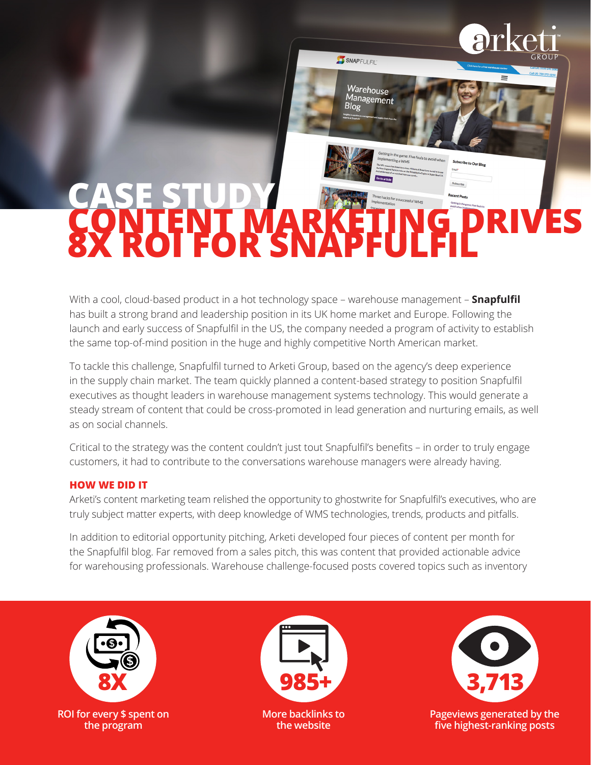# CASE STUDY

# CONTENT MARKETING DRIVES 8X ROI FOR SNAPFULFIL

With a cool, cloud-based product in a hot technology space – warehouse management – **Snapfulfil** has built a strong brand and leadership position in its UK home market and Europe. Following the launch and early success of Snapfulfil in the US, the company needed a program of activity to establish the same top-of-mind position in the huge and highly competitive North American market.

To tackle this challenge, Snapfulfil turned to Arketi Group, based on the agency's deep experience in the supply chain market. The team quickly planned a content-based strategy to position Snapfulfil executives as thought leaders in warehouse management systems technology. This would generate a steady stream of content that could be cross-promoted in lead generation and nurturing emails, as well as on social channels.

Critical to the strategy was the content couldn't just tout Snapfulfil's benefits – in order to truly engage customers, it had to contribute to the conversations warehouse managers were already having.

## HOW WE DID IT

Arketi's content marketing team relished the opportunity to ghostwrite for Snapfulfil's executives, who are truly subject matter experts, with deep knowledge of WMS technologies, trends, products and pitfalls.

In addition to editorial opportunity pitching, Arketi developed four pieces of content per month for the Snapfulfil blog. Far removed from a sales pitch, this was content that provided actionable advice for warehousing professionals. Warehouse challenge-focused posts covered topics such as inventory

**8X**
ROI for every $ spent on the program

**985+**
More backlinks to the website

**3,713**
Pageviews generated by the five highest-ranking posts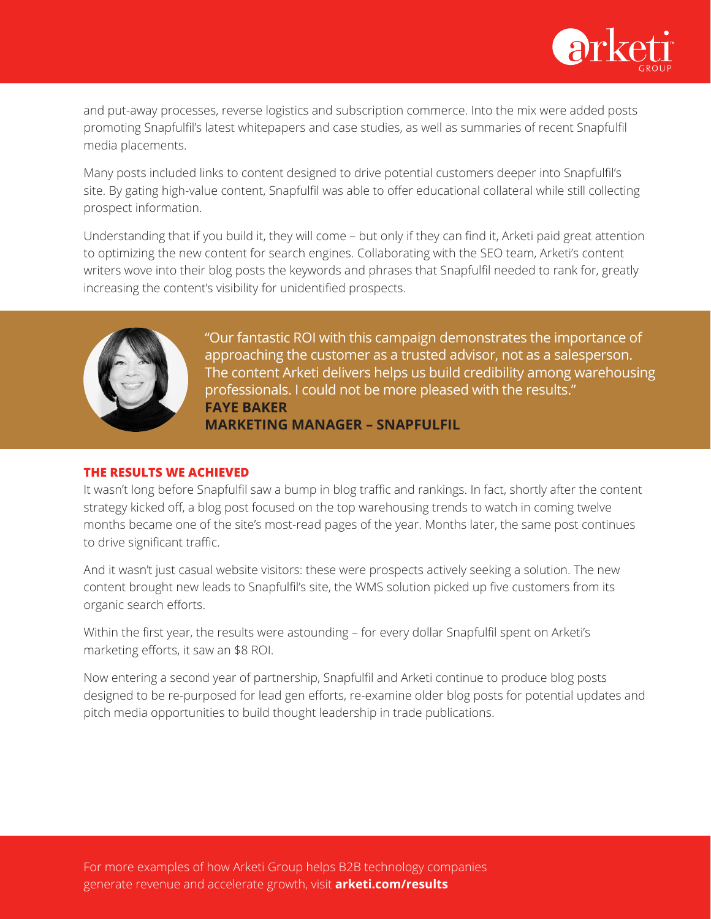and put-away processes, reverse logistics and subscription commerce. Into the mix were added posts promoting Snapfulfil's latest whitepapers and case studies, as well as summaries of recent Snapfulfil media placements.

Many posts included links to content designed to drive potential customers deeper into Snapfulfil's site. By gating high-value content, Snapfulfil was able to offer educational collateral while still collecting prospect information.

Understanding that if you build it, they will come – but only if they can find it, Arketi paid great attention to optimizing the new content for search engines. Collaborating with the SEO team, Arketi's content writers wove into their blog posts the keywords and phrases that Snapfulfil needed to rank for, greatly increasing the content's visibility for unidentified prospects.

"Our fantastic ROI with this campaign demonstrates the importance of approaching the customer as a trusted advisor, not as a salesperson. The content Arketi delivers helps us build credibility among warehousing professionals. I could not be more pleased with the results."
**FAYE BAKER**
**MARKETING MANAGER – SNAPFULFIL**

## THE RESULTS WE ACHIEVED

It wasn't long before Snapfulfil saw a bump in blog traffic and rankings. In fact, shortly after the content strategy kicked off, a blog post focused on the top warehousing trends to watch in coming twelve months became one of the site's most-read pages of the year. Months later, the same post continues to drive significant traffic.

And it wasn't just casual website visitors: these were prospects actively seeking a solution. The new content brought new leads to Snapfulfil's site, the WMS solution picked up five customers from its organic search efforts.

Within the first year, the results were astounding – for every dollar Snapfulfil spent on Arketi's marketing efforts, it saw an $8 ROI.

Now entering a second year of partnership, Snapfulfil and Arketi continue to produce blog posts designed to be re-purposed for lead gen efforts, re-examine older blog posts for potential updates and pitch media opportunities to build thought leadership in trade publications.

For more examples of how Arketi Group helps B2B technology companies generate revenue and accelerate growth, visit **arketi.com/results**